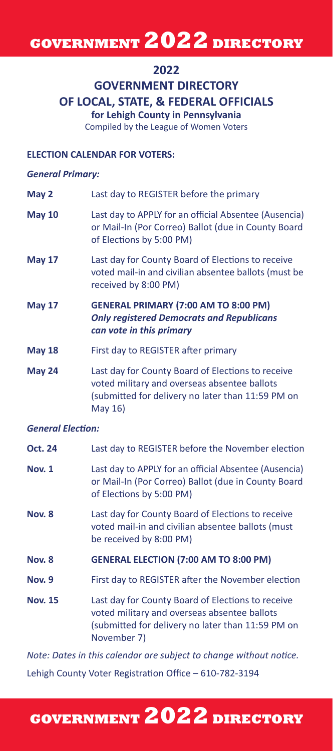# 2022 GOVERNMENT DIRECTORY OF LOCAL, STATE, & FEDERAL OFFICIALS

**for Lehigh County in Pennsylvania**

Compiled by the League of Women Voters

## ELECTION CALENDAR FOR VOTERS:

### *General Primary:*

| | |
|---|---|
| **May 2** | Last day to REGISTER before the primary |
| **May 10** | Last day to APPLY for an official Absentee (Ausencia) or Mail-In (Por Correo) Ballot (due in County Board of Elections by 5:00 PM) |
| **May 17** | Last day for County Board of Elections to receive voted mail-in and civilian absentee ballots (must be received by 8:00 PM) |
| **May 17** | **GENERAL PRIMARY (7:00 AM TO 8:00 PM)** ***Only registered Democrats and Republicans can vote in this primary*** |
| **May 18** | First day to REGISTER after primary |
| **May 24** | Last day for County Board of Elections to receive voted military and overseas absentee ballots (submitted for delivery no later than 11:59 PM on May 16) |

### *General Election:*

| | |
|---|---|
| **Oct. 24** | Last day to REGISTER before the November election |
| **Nov. 1** | Last day to APPLY for an official Absentee (Ausencia) or Mail-In (Por Correo) Ballot (due in County Board of Elections by 5:00 PM) |
| **Nov. 8** | Last day for County Board of Elections to receive voted mail-in and civilian absentee ballots (must be received by 8:00 PM) |
| **Nov. 8** | **GENERAL ELECTION (7:00 AM TO 8:00 PM)** |
| **Nov. 9** | First day to REGISTER after the November election |
| **Nov. 15** | Last day for County Board of Elections to receive voted military and overseas absentee ballots (submitted for delivery no later than 11:59 PM on November 7) |

*Note: Dates in this calendar are subject to change without notice.*

Lehigh County Voter Registration Office – 610-782-3194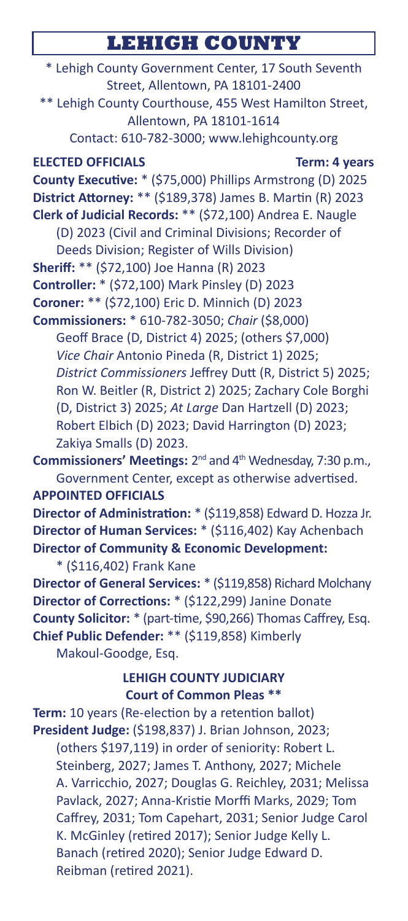# LEHIGH COUNTY

\* Lehigh County Government Center, 17 South Seventh Street, Allentown, PA 18101-2400

\*\* Lehigh County Courthouse, 455 West Hamilton Street, Allentown, PA 18101-1614

Contact: 610-782-3000; www.lehighcounty.org

**ELECTED OFFICIALS** **Term: 4 years**

**County Executive:** * ($75,000) Phillips Armstrong (D) 2025

**District Attorney:** ** ($189,378) James B. Martin (R) 2023

**Clerk of Judicial Records:** ** ($72,100) Andrea E. Naugle (D) 2023 (Civil and Criminal Divisions; Recorder of Deeds Division; Register of Wills Division)

**Sheriff:** ** ($72,100) Joe Hanna (R) 2023

**Controller:** * ($72,100) Mark Pinsley (D) 2023

**Coroner:** ** ($72,100) Eric D. Minnich (D) 2023

**Commissioners:** * 610-782-3050; *Chair* ($8,000) Geoff Brace (D, District 4) 2025; (others $7,000) *Vice Chair* Antonio Pineda (R, District 1) 2025; *District Commissioners* Jeffrey Dutt (R, District 5) 2025; Ron W. Beitler (R, District 2) 2025; Zachary Cole Borghi (D, District 3) 2025; *At Large* Dan Hartzell (D) 2023; Robert Elbich (D) 2023; David Harrington (D) 2023; Zakiya Smalls (D) 2023.

**Commissioners' Meetings:** 2nd and 4th Wednesday, 7:30 p.m., Government Center, except as otherwise advertised.

**APPOINTED OFFICIALS**

**Director of Administration:** * ($119,858) Edward D. Hozza Jr.

**Director of Human Services:** * ($116,402) Kay Achenbach

**Director of Community & Economic Development:** * ($116,402) Frank Kane

**Director of General Services:** * ($119,858) Richard Molchany

**Director of Corrections:** * ($122,299) Janine Donate

**County Solicitor:** * (part-time, $90,266) Thomas Caffrey, Esq.

**Chief Public Defender:** ** ($119,858) Kimberly Makoul-Goodge, Esq.

## LEHIGH COUNTY JUDICIARY
### Court of Common Pleas **

**Term:** 10 years (Re-election by a retention ballot)

**President Judge:** ($198,837) J. Brian Johnson, 2023; (others $197,119) in order of seniority: Robert L. Steinberg, 2027; James T. Anthony, 2027; Michele A. Varricchio, 2027; Douglas G. Reichley, 2031; Melissa Pavlack, 2027; Anna-Kristie Morffi Marks, 2029; Tom Caffrey, 2031; Tom Capehart, 2031; Senior Judge Carol K. McGinley (retired 2017); Senior Judge Kelly L. Banach (retired 2020); Senior Judge Edward D. Reibman (retired 2021).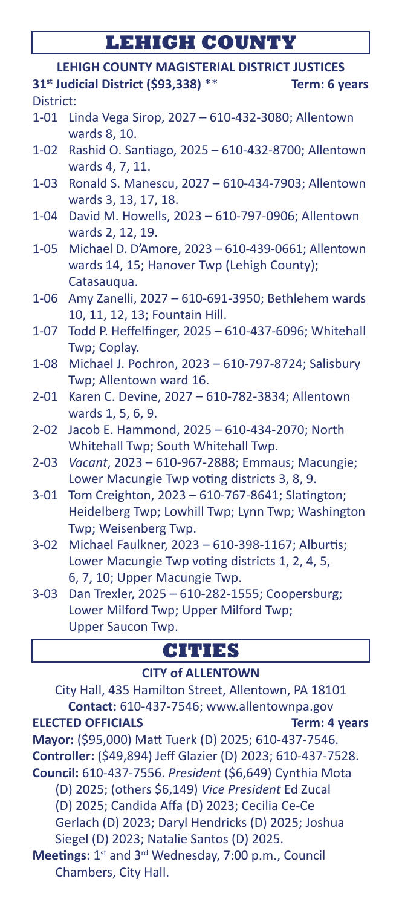# LEHIGH COUNTY

## LEHIGH COUNTY MAGISTERIAL DISTRICT JUSTICES

**31st Judicial District ($93,338)** ** **Term: 6 years**

District:

- 1-01 Linda Vega Sirop, 2027 – 610-432-3080; Allentown wards 8, 10.
- 1-02 Rashid O. Santiago, 2025 – 610-432-8700; Allentown wards 4, 7, 11.
- 1-03 Ronald S. Manescu, 2027 – 610-434-7903; Allentown wards 3, 13, 17, 18.
- 1-04 David M. Howells, 2023 – 610-797-0906; Allentown wards 2, 12, 19.
- 1-05 Michael D. D'Amore, 2023 – 610-439-0661; Allentown wards 14, 15; Hanover Twp (Lehigh County); Catasauqua.
- 1-06 Amy Zanelli, 2027 – 610-691-3950; Bethlehem wards 10, 11, 12, 13; Fountain Hill.
- 1-07 Todd P. Heffelfinger, 2025 – 610-437-6096; Whitehall Twp; Coplay.
- 1-08 Michael J. Pochron, 2023 – 610-797-8724; Salisbury Twp; Allentown ward 16.
- 2-01 Karen C. Devine, 2027 – 610-782-3834; Allentown wards 1, 5, 6, 9.
- 2-02 Jacob E. Hammond, 2025 – 610-434-2070; North Whitehall Twp; South Whitehall Twp.
- 2-03 *Vacant*, 2023 – 610-967-2888; Emmaus; Macungie; Lower Macungie Twp voting districts 3, 8, 9.
- 3-01 Tom Creighton, 2023 – 610-767-8641; Slatington; Heidelberg Twp; Lowhill Twp; Lynn Twp; Washington Twp; Weisenberg Twp.
- 3-02 Michael Faulkner, 2023 – 610-398-1167; Alburtis; Lower Macungie Twp voting districts 1, 2, 4, 5, 6, 7, 10; Upper Macungie Twp.
- 3-03 Dan Trexler, 2025 – 610-282-1555; Coopersburg; Lower Milford Twp; Upper Milford Twp; Upper Saucon Twp.

# CITIES

## CITY of ALLENTOWN

City Hall, 435 Hamilton Street, Allentown, PA 18101

**Contact:** 610-437-7546; www.allentownpa.gov

**ELECTED OFFICIALS** **Term: 4 years**

**Mayor:** ($95,000) Matt Tuerk (D) 2025; 610-437-7546.

**Controller:** ($49,894) Jeff Glazier (D) 2023; 610-437-7528.

**Council:** 610-437-7556. *President* ($6,649) Cynthia Mota (D) 2025; (others $6,149) *Vice President* Ed Zucal (D) 2025; Candida Affa (D) 2023; Cecilia Ce-Ce Gerlach (D) 2023; Daryl Hendricks (D) 2025; Joshua Siegel (D) 2023; Natalie Santos (D) 2025.

**Meetings:** 1st and 3rd Wednesday, 7:00 p.m., Council Chambers, City Hall.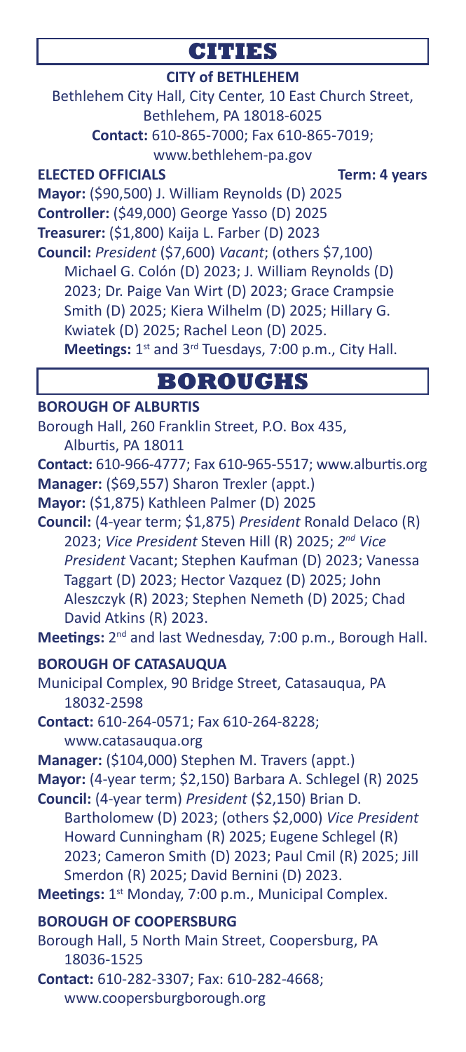# CITIES

## CITY of BETHLEHEM

Bethlehem City Hall, City Center, 10 East Church Street, Bethlehem, PA 18018-6025

**Contact:** 610-865-7000; Fax 610-865-7019; www.bethlehem-pa.gov

**ELECTED OFFICIALS** **Term: 4 years**

**Mayor:** ($90,500) J. William Reynolds (D) 2025

**Controller:** ($49,000) George Yasso (D) 2025

**Treasurer:** ($1,800) Kaija L. Farber (D) 2023

**Council:** *President* ($7,600) *Vacant*; (others $7,100) Michael G. Colón (D) 2023; J. William Reynolds (D) 2023; Dr. Paige Van Wirt (D) 2023; Grace Crampsie Smith (D) 2025; Kiera Wilhelm (D) 2025; Hillary G. Kwiatek (D) 2025; Rachel Leon (D) 2025.

**Meetings:** 1st and 3rd Tuesdays, 7:00 p.m., City Hall.

# BOROUGHS

## BOROUGH OF ALBURTIS

Borough Hall, 260 Franklin Street, P.O. Box 435, Alburtis, PA 18011

**Contact:** 610-966-4777; Fax 610-965-5517; www.alburtis.org

**Manager:** ($69,557) Sharon Trexler (appt.)

**Mayor:** ($1,875) Kathleen Palmer (D) 2025

**Council:** (4-year term; $1,875) *President* Ronald Delaco (R) 2023; *Vice President* Steven Hill (R) 2025; *2nd Vice President* Vacant; Stephen Kaufman (D) 2023; Vanessa Taggart (D) 2023; Hector Vazquez (D) 2025; John Aleszczyk (R) 2023; Stephen Nemeth (D) 2025; Chad David Atkins (R) 2023.

**Meetings:** 2nd and last Wednesday, 7:00 p.m., Borough Hall.

## BOROUGH OF CATASAUQUA

Municipal Complex, 90 Bridge Street, Catasauqua, PA 18032-2598

**Contact:** 610-264-0571; Fax 610-264-8228; www.catasauqua.org

**Manager:** ($104,000) Stephen M. Travers (appt.)

**Mayor:** (4-year term; $2,150) Barbara A. Schlegel (R) 2025

**Council:** (4-year term) *President* ($2,150) Brian D. Bartholomew (D) 2023; (others $2,000) *Vice President* Howard Cunningham (R) 2025; Eugene Schlegel (R) 2023; Cameron Smith (D) 2023; Paul Cmil (R) 2025; Jill Smerdon (R) 2025; David Bernini (D) 2023.

**Meetings:** 1st Monday, 7:00 p.m., Municipal Complex.

## BOROUGH OF COOPERSBURG

Borough Hall, 5 North Main Street, Coopersburg, PA 18036-1525

**Contact:** 610-282-3307; Fax: 610-282-4668; www.coopersburgborough.org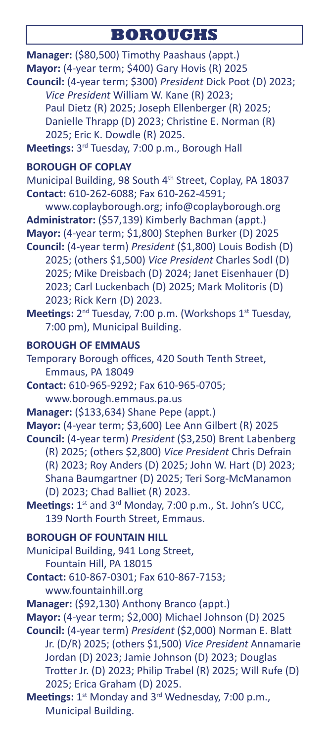# BOROUGHS

**Manager:** ($80,500) Timothy Paashaus (appt.)
**Mayor:** (4-year term; $400) Gary Hovis (R) 2025
**Council:** (4-year term; $300) *President* Dick Poot (D) 2023; *Vice President* William W. Kane (R) 2023; Paul Dietz (R) 2025; Joseph Ellenberger (R) 2025; Danielle Thrapp (D) 2023; Christine E. Norman (R) 2025; Eric K. Dowdle (R) 2025.
**Meetings:** 3rd Tuesday, 7:00 p.m., Borough Hall

### BOROUGH OF COPLAY

Municipal Building, 98 South 4th Street, Coplay, PA 18037
**Contact:** 610-262-6088; Fax 610-262-4591; www.coplayborough.org; info@coplayborough.org
**Administrator:** ($57,139) Kimberly Bachman (appt.)
**Mayor:** (4-year term; $1,800) Stephen Burker (D) 2025
**Council:** (4-year term) *President* ($1,800) Louis Bodish (D) 2025; (others $1,500) *Vice President* Charles Sodl (D) 2025; Mike Dreisbach (D) 2024; Janet Eisenhauer (D) 2023; Carl Luckenbach (D) 2025; Mark Molitoris (D) 2023; Rick Kern (D) 2023.
**Meetings:** 2nd Tuesday, 7:00 p.m. (Workshops 1st Tuesday, 7:00 pm), Municipal Building.

### BOROUGH OF EMMAUS

Temporary Borough offices, 420 South Tenth Street, Emmaus, PA 18049
**Contact:** 610-965-9292; Fax 610-965-0705; www.borough.emmaus.pa.us
**Manager:** ($133,634) Shane Pepe (appt.)
**Mayor:** (4-year term; $3,600) Lee Ann Gilbert (R) 2025
**Council:** (4-year term) *President* ($3,250) Brent Labenberg (R) 2025; (others $2,800) *Vice President* Chris Defrain (R) 2023; Roy Anders (D) 2025; John W. Hart (D) 2023; Shana Baumgartner (D) 2025; Teri Sorg-McManamon (D) 2023; Chad Balliet (R) 2023.
**Meetings:** 1st and 3rd Monday, 7:00 p.m., St. John's UCC, 139 North Fourth Street, Emmaus.

### BOROUGH OF FOUNTAIN HILL

Municipal Building, 941 Long Street, Fountain Hill, PA 18015
**Contact:** 610-867-0301; Fax 610-867-7153; www.fountainhill.org
**Manager:** ($92,130) Anthony Branco (appt.)
**Mayor:** (4-year term; $2,000) Michael Johnson (D) 2025
**Council:** (4-year term) *President* ($2,000) Norman E. Blatt Jr. (D/R) 2025; (others $1,500) *Vice President* Annamarie Jordan (D) 2023; Jamie Johnson (D) 2023; Douglas Trotter Jr. (D) 2023; Philip Trabel (R) 2025; Will Rufe (D) 2025; Erica Graham (D) 2025.
**Meetings:** 1st Monday and 3rd Wednesday, 7:00 p.m., Municipal Building.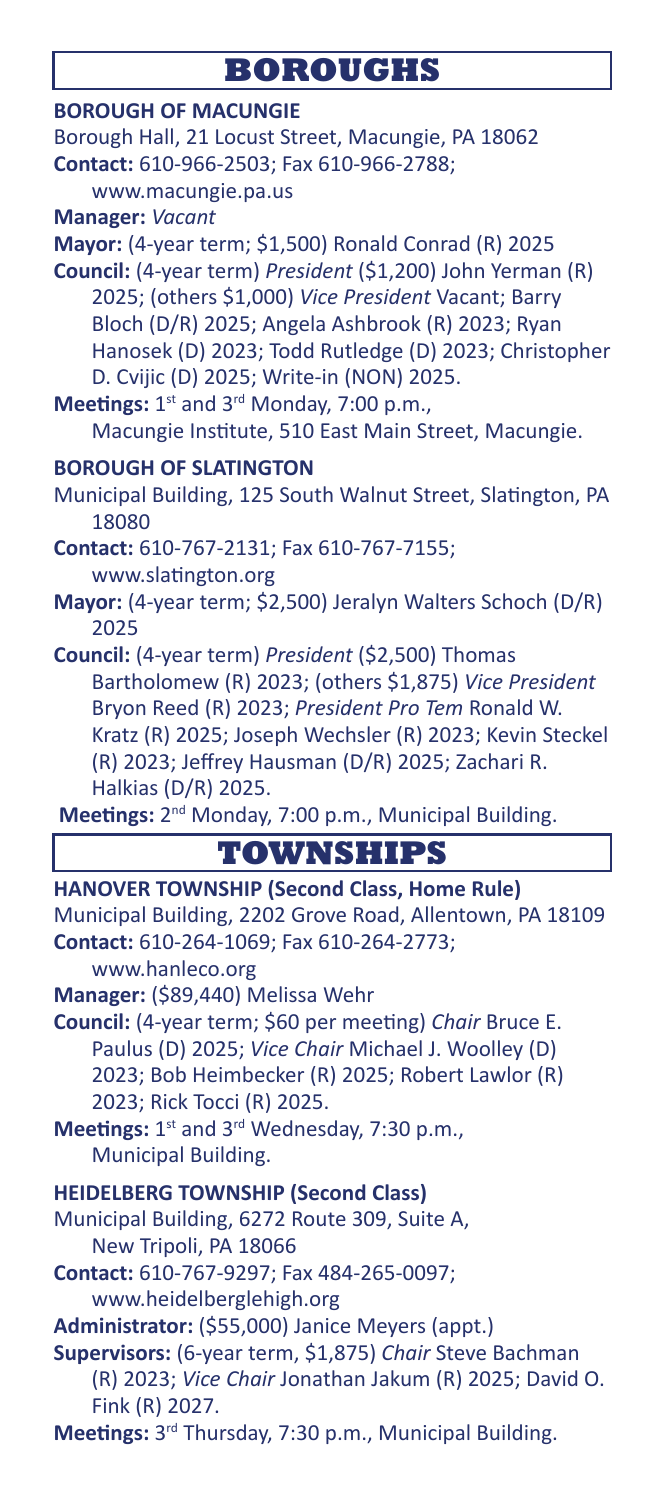# BOROUGHS

**BOROUGH OF MACUNGIE**

Borough Hall, 21 Locust Street, Macungie, PA 18062

**Contact:** 610-966-2503; Fax 610-966-2788; www.macungie.pa.us

**Manager:** *Vacant*

**Mayor:** (4-year term; $1,500) Ronald Conrad (R) 2025

**Council:** (4-year term) *President* ($1,200) John Yerman (R) 2025; (others $1,000) *Vice President* Vacant; Barry Bloch (D/R) 2025; Angela Ashbrook (R) 2023; Ryan Hanosek (D) 2023; Todd Rutledge (D) 2023; Christopher D. Cvijic (D) 2025; Write-in (NON) 2025.

**Meetings:** 1st and 3rd Monday, 7:00 p.m., Macungie Institute, 510 East Main Street, Macungie.

**BOROUGH OF SLATINGTON**

Municipal Building, 125 South Walnut Street, Slatington, PA 18080

**Contact:** 610-767-2131; Fax 610-767-7155; www.slatington.org

**Mayor:** (4-year term; $2,500) Jeralyn Walters Schoch (D/R) 2025

**Council:** (4-year term) *President* ($2,500) Thomas Bartholomew (R) 2023; (others $1,875) *Vice President* Bryon Reed (R) 2023; *President Pro Tem* Ronald W. Kratz (R) 2025; Joseph Wechsler (R) 2023; Kevin Steckel (R) 2023; Jeffrey Hausman (D/R) 2025; Zachari R. Halkias (D/R) 2025.

**Meetings:** 2nd Monday, 7:00 p.m., Municipal Building.

# TOWNSHIPS

**HANOVER TOWNSHIP (Second Class, Home Rule)**

Municipal Building, 2202 Grove Road, Allentown, PA 18109

**Contact:** 610-264-1069; Fax 610-264-2773; www.hanleco.org

**Manager:** ($89,440) Melissa Wehr

**Council:** (4-year term; $60 per meeting) *Chair* Bruce E. Paulus (D) 2025; *Vice Chair* Michael J. Woolley (D) 2023; Bob Heimbecker (R) 2025; Robert Lawlor (R) 2023; Rick Tocci (R) 2025.

**Meetings:** 1st and 3rd Wednesday, 7:30 p.m., Municipal Building.

**HEIDELBERG TOWNSHIP (Second Class)**

Municipal Building, 6272 Route 309, Suite A, New Tripoli, PA 18066

**Contact:** 610-767-9297; Fax 484-265-0097; www.heidelberglehigh.org

**Administrator:** ($55,000) Janice Meyers (appt.)

**Supervisors:** (6-year term, $1,875) *Chair* Steve Bachman (R) 2023; *Vice Chair* Jonathan Jakum (R) 2025; David O. Fink (R) 2027.

**Meetings:** 3rd Thursday, 7:30 p.m., Municipal Building.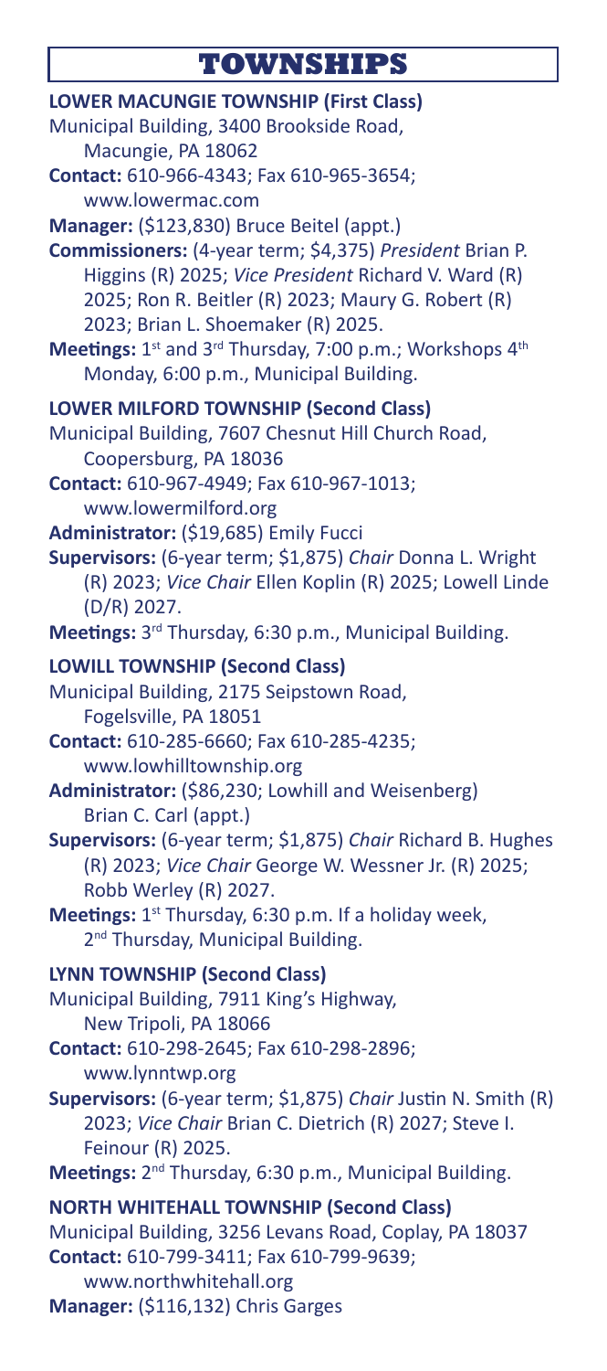# TOWNSHIPS

**LOWER MACUNGIE TOWNSHIP (First Class)**
Municipal Building, 3400 Brookside Road, Macungie, PA 18062
**Contact:** 610-966-4343; Fax 610-965-3654; www.lowermac.com
**Manager:** ($123,830) Bruce Beitel (appt.)
**Commissioners:** (4-year term; $4,375) *President* Brian P. Higgins (R) 2025; *Vice President* Richard V. Ward (R) 2025; Ron R. Beitler (R) 2023; Maury G. Robert (R) 2023; Brian L. Shoemaker (R) 2025.
**Meetings:** 1st and 3rd Thursday, 7:00 p.m.; Workshops 4th Monday, 6:00 p.m., Municipal Building.

**LOWER MILFORD TOWNSHIP (Second Class)**
Municipal Building, 7607 Chesnut Hill Church Road, Coopersburg, PA 18036
**Contact:** 610-967-4949; Fax 610-967-1013; www.lowermilford.org
**Administrator:** ($19,685) Emily Fucci
**Supervisors:** (6-year term; $1,875) *Chair* Donna L. Wright (R) 2023; *Vice Chair* Ellen Koplin (R) 2025; Lowell Linde (D/R) 2027.
**Meetings:** 3rd Thursday, 6:30 p.m., Municipal Building.

**LOWILL TOWNSHIP (Second Class)**
Municipal Building, 2175 Seipstown Road, Fogelsville, PA 18051
**Contact:** 610-285-6660; Fax 610-285-4235; www.lowhilltownship.org
**Administrator:** ($86,230; Lowhill and Weisenberg) Brian C. Carl (appt.)
**Supervisors:** (6-year term; $1,875) *Chair* Richard B. Hughes (R) 2023; *Vice Chair* George W. Wessner Jr. (R) 2025; Robb Werley (R) 2027.
**Meetings:** 1st Thursday, 6:30 p.m. If a holiday week, 2nd Thursday, Municipal Building.

**LYNN TOWNSHIP (Second Class)**
Municipal Building, 7911 King's Highway, New Tripoli, PA 18066
**Contact:** 610-298-2645; Fax 610-298-2896; www.lynntwp.org
**Supervisors:** (6-year term; $1,875) *Chair* Justin N. Smith (R) 2023; *Vice Chair* Brian C. Dietrich (R) 2027; Steve I. Feinour (R) 2025.
**Meetings:** 2nd Thursday, 6:30 p.m., Municipal Building.

**NORTH WHITEHALL TOWNSHIP (Second Class)**
Municipal Building, 3256 Levans Road, Coplay, PA 18037
**Contact:** 610-799-3411; Fax 610-799-9639; www.northwhitehall.org
**Manager:** ($116,132) Chris Garges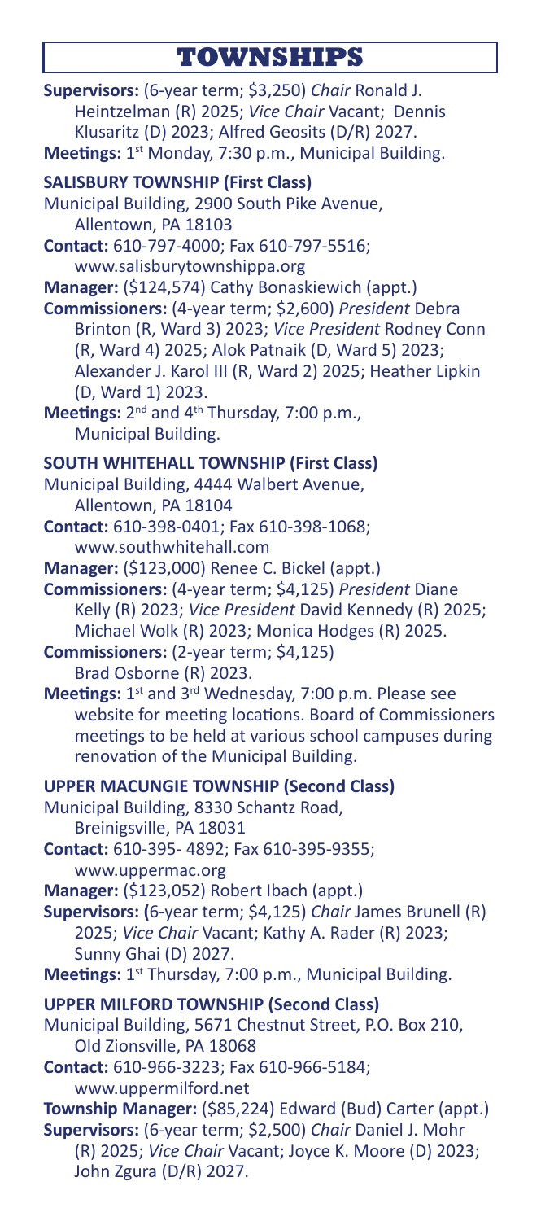## TOWNSHIPS

**Supervisors:** (6-year term; $3,250) *Chair* Ronald J. Heintzelman (R) 2025; *Vice Chair* Vacant; Dennis Klusaritz (D) 2023; Alfred Geosits (D/R) 2027.

**Meetings:** 1st Monday, 7:30 p.m., Municipal Building.

### SALISBURY TOWNSHIP (First Class)

Municipal Building, 2900 South Pike Avenue, Allentown, PA 18103

**Contact:** 610-797-4000; Fax 610-797-5516; www.salisburytownshippa.org

**Manager:** ($124,574) Cathy Bonaskiewich (appt.)

**Commissioners:** (4-year term; $2,600) *President* Debra Brinton (R, Ward 3) 2023; *Vice President* Rodney Conn (R, Ward 4) 2025; Alok Patnaik (D, Ward 5) 2023; Alexander J. Karol III (R, Ward 2) 2025; Heather Lipkin (D, Ward 1) 2023.

**Meetings:** 2nd and 4th Thursday, 7:00 p.m., Municipal Building.

### SOUTH WHITEHALL TOWNSHIP (First Class)

Municipal Building, 4444 Walbert Avenue, Allentown, PA 18104

**Contact:** 610-398-0401; Fax 610-398-1068; www.southwhitehall.com

**Manager:** ($123,000) Renee C. Bickel (appt.)

**Commissioners:** (4-year term; $4,125) *President* Diane Kelly (R) 2023; *Vice President* David Kennedy (R) 2025; Michael Wolk (R) 2023; Monica Hodges (R) 2025.

**Commissioners:** (2-year term; $4,125) Brad Osborne (R) 2023.

**Meetings:** 1st and 3rd Wednesday, 7:00 p.m. Please see website for meeting locations. Board of Commissioners meetings to be held at various school campuses during renovation of the Municipal Building.

### UPPER MACUNGIE TOWNSHIP (Second Class)

Municipal Building, 8330 Schantz Road, Breinigsville, PA 18031

**Contact:** 610-395- 4892; Fax 610-395-9355; www.uppermac.org

**Manager:** ($123,052) Robert Ibach (appt.)

**Supervisors:** (6-year term; $4,125) *Chair* James Brunell (R) 2025; *Vice Chair* Vacant; Kathy A. Rader (R) 2023; Sunny Ghai (D) 2027.

**Meetings:** 1st Thursday, 7:00 p.m., Municipal Building.

### UPPER MILFORD TOWNSHIP (Second Class)

Municipal Building, 5671 Chestnut Street, P.O. Box 210, Old Zionsville, PA 18068

**Contact:** 610-966-3223; Fax 610-966-5184; www.uppermilford.net

**Township Manager:** ($85,224) Edward (Bud) Carter (appt.)

**Supervisors:** (6-year term; $2,500) *Chair* Daniel J. Mohr (R) 2025; *Vice Chair* Vacant; Joyce K. Moore (D) 2023; John Zgura (D/R) 2027.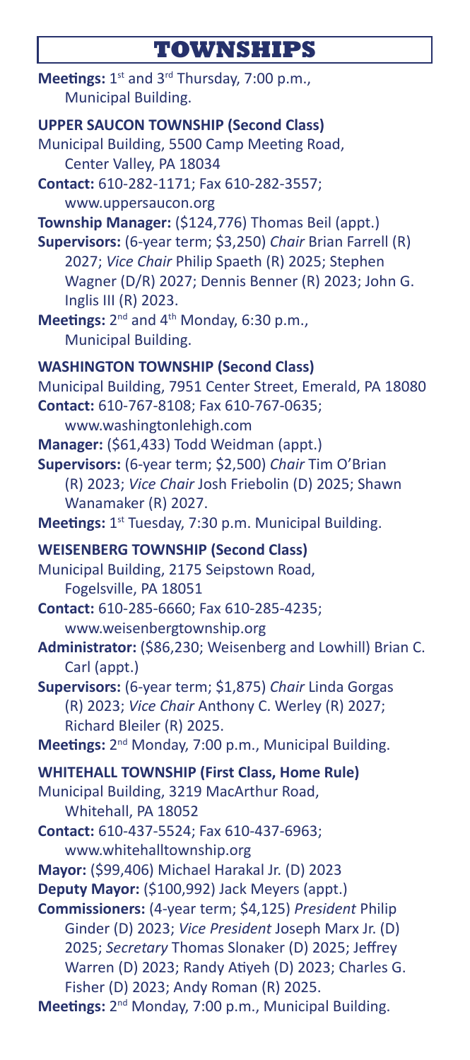# TOWNSHIPS

**Meetings:** 1st and 3rd Thursday, 7:00 p.m., Municipal Building.

**UPPER SAUCON TOWNSHIP (Second Class)**
Municipal Building, 5500 Camp Meeting Road, Center Valley, PA 18034
**Contact:** 610-282-1171; Fax 610-282-3557; www.uppersaucon.org
**Township Manager:** ($124,776) Thomas Beil (appt.)
**Supervisors:** (6-year term; $3,250) *Chair* Brian Farrell (R) 2027; *Vice Chair* Philip Spaeth (R) 2025; Stephen Wagner (D/R) 2027; Dennis Benner (R) 2023; John G. Inglis III (R) 2023.
**Meetings:** 2nd and 4th Monday, 6:30 p.m., Municipal Building.

**WASHINGTON TOWNSHIP (Second Class)**
Municipal Building, 7951 Center Street, Emerald, PA 18080
**Contact:** 610-767-8108; Fax 610-767-0635; www.washingtonlehigh.com
**Manager:** ($61,433) Todd Weidman (appt.)
**Supervisors:** (6-year term; $2,500) *Chair* Tim O'Brian (R) 2023; *Vice Chair* Josh Friebolin (D) 2025; Shawn Wanamaker (R) 2027.
**Meetings:** 1st Tuesday, 7:30 p.m. Municipal Building.

**WEISENBERG TOWNSHIP (Second Class)**
Municipal Building, 2175 Seipstown Road, Fogelsville, PA 18051
**Contact:** 610-285-6660; Fax 610-285-4235; www.weisenbergtownship.org
**Administrator:** ($86,230; Weisenberg and Lowhill) Brian C. Carl (appt.)
**Supervisors:** (6-year term; $1,875) *Chair* Linda Gorgas (R) 2023; *Vice Chair* Anthony C. Werley (R) 2027; Richard Bleiler (R) 2025.
**Meetings:** 2nd Monday, 7:00 p.m., Municipal Building.

**WHITEHALL TOWNSHIP (First Class, Home Rule)**
Municipal Building, 3219 MacArthur Road, Whitehall, PA 18052
**Contact:** 610-437-5524; Fax 610-437-6963; www.whitehalltownship.org
**Mayor:** ($99,406) Michael Harakal Jr. (D) 2023
**Deputy Mayor:** ($100,992) Jack Meyers (appt.)
**Commissioners:** (4-year term; $4,125) *President* Philip Ginder (D) 2023; *Vice President* Joseph Marx Jr. (D) 2025; *Secretary* Thomas Slonaker (D) 2025; Jeffrey Warren (D) 2023; Randy Atiyeh (D) 2023; Charles G. Fisher (D) 2023; Andy Roman (R) 2025.
**Meetings:** 2nd Monday, 7:00 p.m., Municipal Building.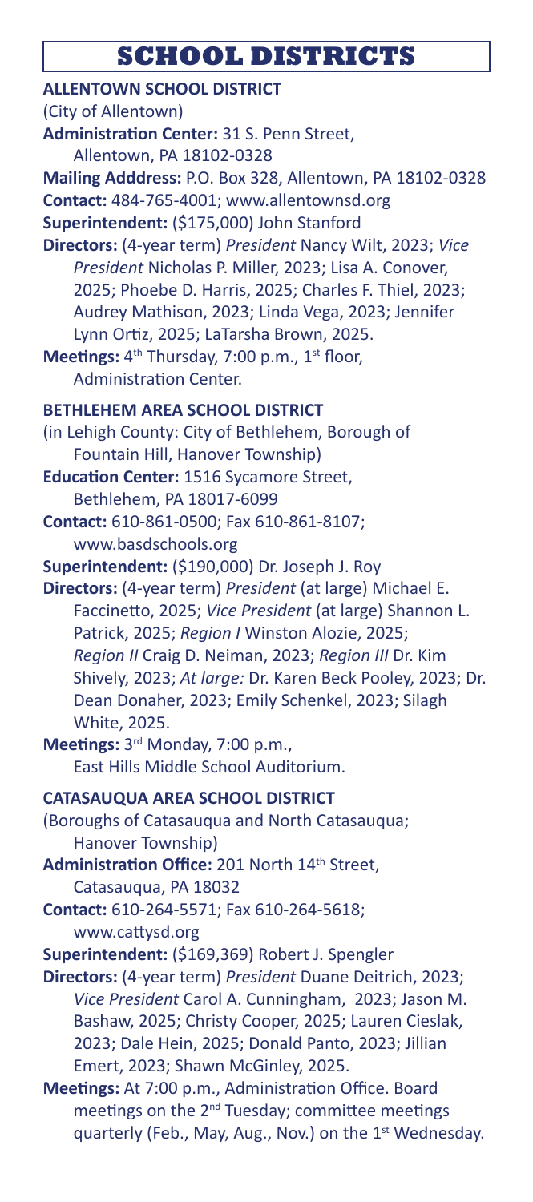# SCHOOL DISTRICTS

**ALLENTOWN SCHOOL DISTRICT**

(City of Allentown)

**Administration Center:** 31 S. Penn Street, Allentown, PA 18102-0328

**Mailing Adddress:** P.O. Box 328, Allentown, PA 18102-0328

**Contact:** 484-765-4001; www.allentownsd.org

**Superintendent:** ($175,000) John Stanford

**Directors:** (4-year term) *President* Nancy Wilt, 2023; *Vice President* Nicholas P. Miller, 2023; Lisa A. Conover, 2025; Phoebe D. Harris, 2025; Charles F. Thiel, 2023; Audrey Mathison, 2023; Linda Vega, 2023; Jennifer Lynn Ortiz, 2025; LaTarsha Brown, 2025.

**Meetings:** 4th Thursday, 7:00 p.m., 1st floor, Administration Center.

**BETHLEHEM AREA SCHOOL DISTRICT**

(in Lehigh County: City of Bethlehem, Borough of Fountain Hill, Hanover Township)

**Education Center:** 1516 Sycamore Street, Bethlehem, PA 18017-6099

**Contact:** 610-861-0500; Fax 610-861-8107; www.basdschools.org

**Superintendent:** ($190,000) Dr. Joseph J. Roy

**Directors:** (4-year term) *President* (at large) Michael E. Faccinetto, 2025; *Vice President* (at large) Shannon L. Patrick, 2025; *Region I* Winston Alozie, 2025; *Region II* Craig D. Neiman, 2023; *Region III* Dr. Kim Shively, 2023; *At large:* Dr. Karen Beck Pooley, 2023; Dr. Dean Donaher, 2023; Emily Schenkel, 2023; Silagh White, 2025.

**Meetings:** 3rd Monday, 7:00 p.m., East Hills Middle School Auditorium.

**CATASAUQUA AREA SCHOOL DISTRICT**

(Boroughs of Catasauqua and North Catasauqua; Hanover Township)

**Administration Office:** 201 North 14th Street, Catasauqua, PA 18032

**Contact:** 610-264-5571; Fax 610-264-5618; www.cattysd.org

**Superintendent:** ($169,369) Robert J. Spengler

**Directors:** (4-year term) *President* Duane Deitrich, 2023; *Vice President* Carol A. Cunningham, 2023; Jason M. Bashaw, 2025; Christy Cooper, 2025; Lauren Cieslak, 2023; Dale Hein, 2025; Donald Panto, 2023; Jillian Emert, 2023; Shawn McGinley, 2025.

**Meetings:** At 7:00 p.m., Administration Office. Board meetings on the 2nd Tuesday; committee meetings quarterly (Feb., May, Aug., Nov.) on the 1st Wednesday.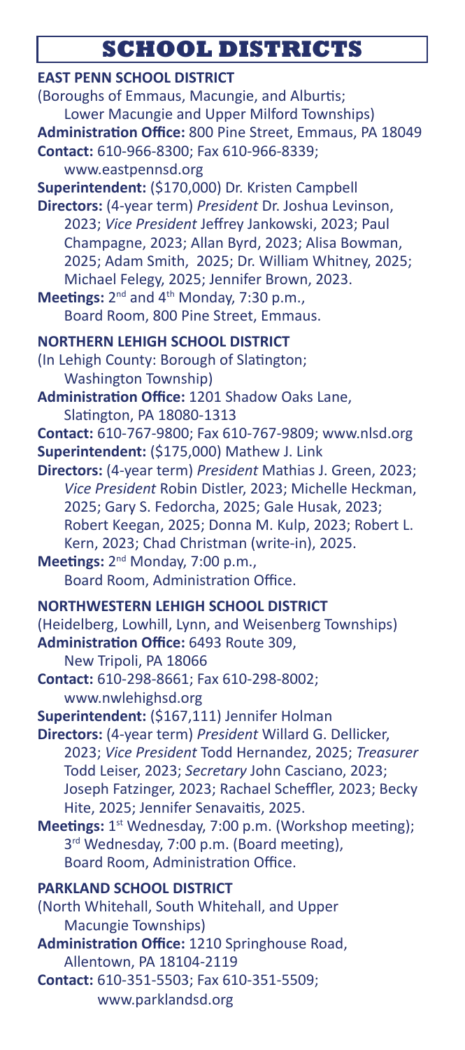# SCHOOL DISTRICTS

**EAST PENN SCHOOL DISTRICT**

(Boroughs of Emmaus, Macungie, and Alburtis; Lower Macungie and Upper Milford Townships)

**Administration Office:** 800 Pine Street, Emmaus, PA 18049

**Contact:** 610-966-8300; Fax 610-966-8339; www.eastpennsd.org

**Superintendent:** ($170,000) Dr. Kristen Campbell

**Directors:** (4-year term) *President* Dr. Joshua Levinson, 2023; *Vice President* Jeffrey Jankowski, 2023; Paul Champagne, 2023; Allan Byrd, 2023; Alisa Bowman, 2025; Adam Smith, 2025; Dr. William Whitney, 2025; Michael Felegy, 2025; Jennifer Brown, 2023.

**Meetings:** 2nd and 4th Monday, 7:30 p.m., Board Room, 800 Pine Street, Emmaus.

**NORTHERN LEHIGH SCHOOL DISTRICT**

(In Lehigh County: Borough of Slatington; Washington Township)

**Administration Office:** 1201 Shadow Oaks Lane, Slatington, PA 18080-1313

**Contact:** 610-767-9800; Fax 610-767-9809; www.nlsd.org

**Superintendent:** ($175,000) Mathew J. Link

**Directors:** (4-year term) *President* Mathias J. Green, 2023; *Vice President* Robin Distler, 2023; Michelle Heckman, 2025; Gary S. Fedorcha, 2025; Gale Husak, 2023; Robert Keegan, 2025; Donna M. Kulp, 2023; Robert L. Kern, 2023; Chad Christman (write-in), 2025.

**Meetings:** 2nd Monday, 7:00 p.m., Board Room, Administration Office.

**NORTHWESTERN LEHIGH SCHOOL DISTRICT**

(Heidelberg, Lowhill, Lynn, and Weisenberg Townships)

**Administration Office:** 6493 Route 309, New Tripoli, PA 18066

**Contact:** 610-298-8661; Fax 610-298-8002; www.nwlehighsd.org

**Superintendent:** ($167,111) Jennifer Holman

**Directors:** (4-year term) *President* Willard G. Dellicker, 2023; *Vice President* Todd Hernandez, 2025; *Treasurer* Todd Leiser, 2023; *Secretary* John Casciano, 2023; Joseph Fatzinger, 2023; Rachael Scheffler, 2023; Becky Hite, 2025; Jennifer Senavaitis, 2025.

**Meetings:** 1st Wednesday, 7:00 p.m. (Workshop meeting); 3rd Wednesday, 7:00 p.m. (Board meeting), Board Room, Administration Office.

**PARKLAND SCHOOL DISTRICT**

(North Whitehall, South Whitehall, and Upper Macungie Townships)

**Administration Office:** 1210 Springhouse Road, Allentown, PA 18104-2119

**Contact:** 610-351-5503; Fax 610-351-5509; www.parklandsd.org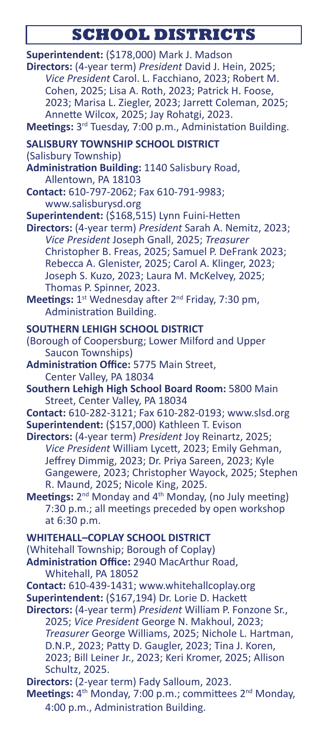# SCHOOL DISTRICTS

**Superintendent:** ($178,000) Mark J. Madson
**Directors:** (4-year term) *President* David J. Hein, 2025; *Vice President* Carol. L. Facchiano, 2023; Robert M. Cohen, 2025; Lisa A. Roth, 2023; Patrick H. Foose, 2023; Marisa L. Ziegler, 2023; Jarrett Coleman, 2025; Annette Wilcox, 2025; Jay Rohatgi, 2023.
**Meetings:** 3rd Tuesday, 7:00 p.m., Administation Building.

**SALISBURY TOWNSHIP SCHOOL DISTRICT**
(Salisbury Township)
**Administration Building:** 1140 Salisbury Road, Allentown, PA 18103
**Contact:** 610-797-2062; Fax 610-791-9983; www.salisburysd.org
**Superintendent:** ($168,515) Lynn Fuini-Hetten
**Directors:** (4-year term) *President* Sarah A. Nemitz, 2023; *Vice President* Joseph Gnall, 2025; *Treasurer* Christopher B. Freas, 2025; Samuel P. DeFrank 2023; Rebecca A. Glenister, 2025; Carol A. Klinger, 2023; Joseph S. Kuzo, 2023; Laura M. McKelvey, 2025; Thomas P. Spinner, 2023.
**Meetings:** 1st Wednesday after 2nd Friday, 7:30 pm, Administration Building.

**SOUTHERN LEHIGH SCHOOL DISTRICT**
(Borough of Coopersburg; Lower Milford and Upper Saucon Townships)
**Administration Office:** 5775 Main Street, Center Valley, PA 18034
**Southern Lehigh High School Board Room:** 5800 Main Street, Center Valley, PA 18034
**Contact:** 610-282-3121; Fax 610-282-0193; www.slsd.org
**Superintendent:** ($157,000) Kathleen T. Evison
**Directors:** (4-year term) *President* Joy Reinartz, 2025; *Vice President* William Lycett, 2023; Emily Gehman, Jeffrey Dimmig, 2023; Dr. Priya Sareen, 2023; Kyle Gangewere, 2023; Christopher Wayock, 2025; Stephen R. Maund, 2025; Nicole King, 2025.
**Meetings:** 2nd Monday and 4th Monday, (no July meeting) 7:30 p.m.; all meetings preceded by open workshop at 6:30 p.m.

**WHITEHALL–COPLAY SCHOOL DISTRICT**
(Whitehall Township; Borough of Coplay)
**Administration Office:** 2940 MacArthur Road, Whitehall, PA 18052
**Contact:** 610-439-1431; www.whitehallcoplay.org
**Superintendent:** ($167,194) Dr. Lorie D. Hackett
**Directors:** (4-year term) *President* William P. Fonzone Sr., 2025; *Vice President* George N. Makhoul, 2023; *Treasurer* George Williams, 2025; Nichole L. Hartman, D.N.P., 2023; Patty D. Gaugler, 2023; Tina J. Koren, 2023; Bill Leiner Jr., 2023; Keri Kromer, 2025; Allison Schultz, 2025.
**Directors:** (2-year term) Fady Salloum, 2023.
**Meetings:** 4th Monday, 7:00 p.m.; committees 2nd Monday, 4:00 p.m., Administration Building.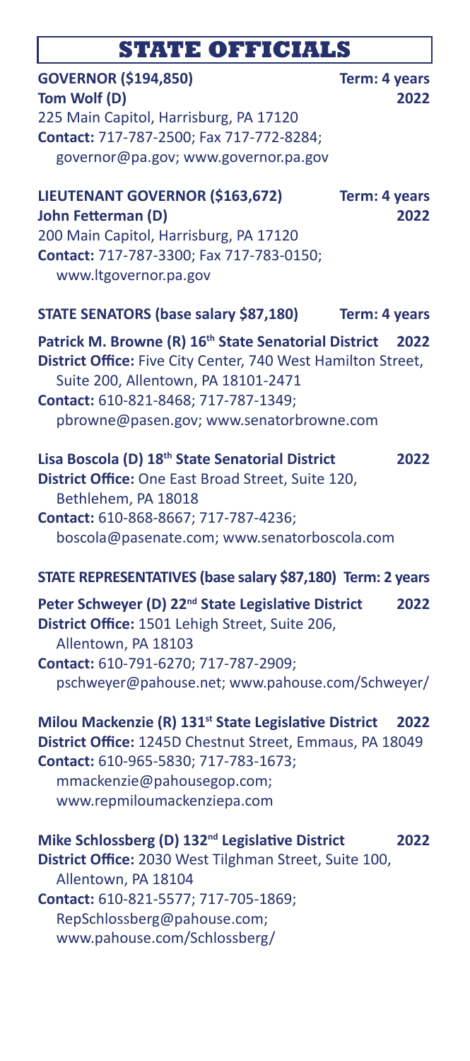# STATE OFFICIALS

**GOVERNOR ($194,850)** **Term: 4 years**
**Tom Wolf (D)** **2022**
225 Main Capitol, Harrisburg, PA 17120
**Contact:** 717-787-2500; Fax 717-772-8284; governor@pa.gov; www.governor.pa.gov

**LIEUTENANT GOVERNOR ($163,672)** **Term: 4 years**
**John Fetterman (D)** **2022**
200 Main Capitol, Harrisburg, PA 17120
**Contact:** 717-787-3300; Fax 717-783-0150; www.ltgovernor.pa.gov

**STATE SENATORS (base salary $87,180)** **Term: 4 years**

**Patrick M. Browne (R) 16th State Senatorial District** **2022**
**District Office:** Five City Center, 740 West Hamilton Street, Suite 200, Allentown, PA 18101-2471
**Contact:** 610-821-8468; 717-787-1349; pbrowne@pasen.gov; www.senatorbrowne.com

**Lisa Boscola (D) 18th State Senatorial District** **2022**
**District Office:** One East Broad Street, Suite 120, Bethlehem, PA 18018
**Contact:** 610-868-8667; 717-787-4236; boscola@pasenate.com; www.senatorboscola.com

**STATE REPRESENTATIVES (base salary $87,180)** **Term: 2 years**

**Peter Schweyer (D) 22nd State Legislative District** **2022**
**District Office:** 1501 Lehigh Street, Suite 206, Allentown, PA 18103
**Contact:** 610-791-6270; 717-787-2909; pschweyer@pahouse.net; www.pahouse.com/Schweyer/

**Milou Mackenzie (R) 131st State Legislative District** **2022**
**District Office:** 1245D Chestnut Street, Emmaus, PA 18049
**Contact:** 610-965-5830; 717-783-1673; mmackenzie@pahousegop.com; www.repmiloumackenziepa.com

**Mike Schlossberg (D) 132nd Legislative District** **2022**
**District Office:** 2030 West Tilghman Street, Suite 100, Allentown, PA 18104
**Contact:** 610-821-5577; 717-705-1869; RepSchlossberg@pahouse.com; www.pahouse.com/Schlossberg/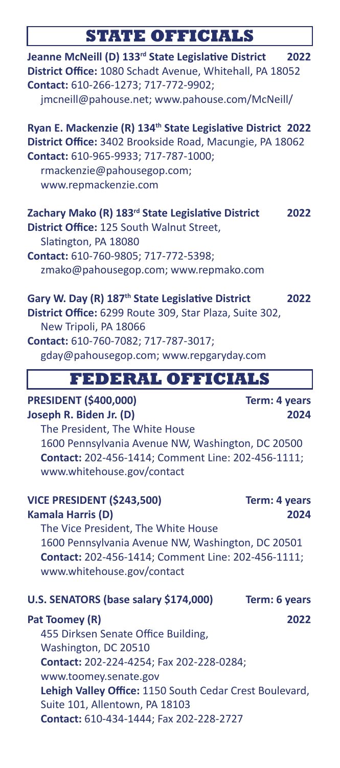# STATE OFFICIALS

**Jeanne McNeill (D) 133rd State Legislative District 2022**
**District Office:** 1080 Schadt Avenue, Whitehall, PA 18052
**Contact:** 610-266-1273; 717-772-9902;
jmcneill@pahouse.net; www.pahouse.com/McNeill/

**Ryan E. Mackenzie (R) 134th State Legislative District 2022**
**District Office:** 3402 Brookside Road, Macungie, PA 18062
**Contact:** 610-965-9933; 717-787-1000;
rmackenzie@pahousegop.com;
www.repmackenzie.com

**Zachary Mako (R) 183rd State Legislative District 2022**
**District Office:** 125 South Walnut Street,
Slatington, PA 18080
**Contact:** 610-760-9805; 717-772-5398;
zmako@pahousegop.com; www.repmako.com

**Gary W. Day (R) 187th State Legislative District 2022**
**District Office:** 6299 Route 309, Star Plaza, Suite 302,
New Tripoli, PA 18066
**Contact:** 610-760-7082; 717-787-3017;
gday@pahousegop.com; www.repgaryday.com

# FEDERAL OFFICIALS

**PRESIDENT ($400,000) Term: 4 years**
**Joseph R. Biden Jr. (D) 2024**
The President, The White House
1600 Pennsylvania Avenue NW, Washington, DC 20500
**Contact:** 202-456-1414; Comment Line: 202-456-1111;
www.whitehouse.gov/contact

**VICE PRESIDENT ($243,500) Term: 4 years**
**Kamala Harris (D) 2024**
The Vice President, The White House
1600 Pennsylvania Avenue NW, Washington, DC 20501
**Contact:** 202-456-1414; Comment Line: 202-456-1111;
www.whitehouse.gov/contact

**U.S. SENATORS (base salary $174,000) Term: 6 years**

**Pat Toomey (R) 2022**
455 Dirksen Senate Office Building,
Washington, DC 20510
**Contact:** 202-224-4254; Fax 202-228-0284;
www.toomey.senate.gov
**Lehigh Valley Office:** 1150 South Cedar Crest Boulevard,
Suite 101, Allentown, PA 18103
**Contact:** 610-434-1444; Fax 202-228-2727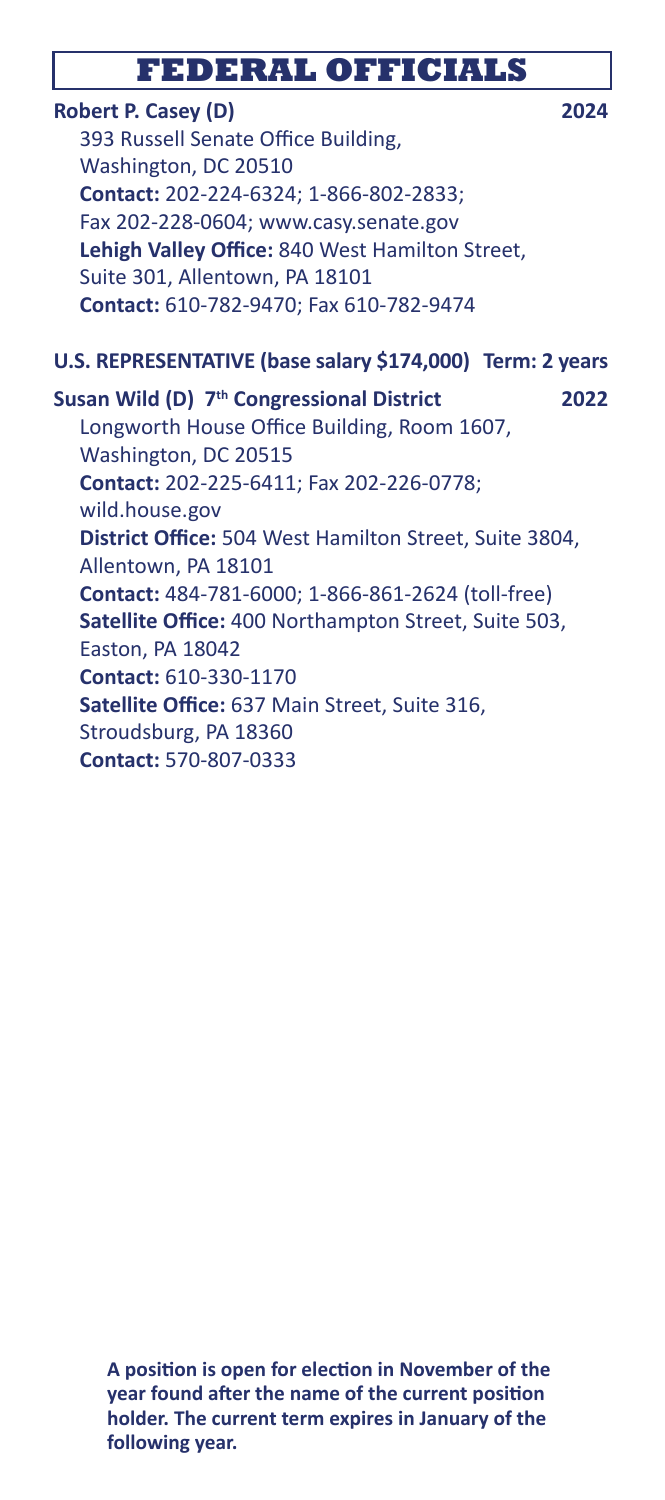# FEDERAL OFFICIALS

**Robert P. Casey (D)** **2024**

393 Russell Senate Office Building,
Washington, DC 20510
**Contact:** 202-224-6324; 1-866-802-2833;
Fax 202-228-0604; www.casy.senate.gov
**Lehigh Valley Office:** 840 West Hamilton Street,
Suite 301, Allentown, PA 18101
**Contact:** 610-782-9470; Fax 610-782-9474

## U.S. REPRESENTATIVE (base salary $174,000) Term: 2 years

**Susan Wild (D) 7th Congressional District** **2022**

Longworth House Office Building, Room 1607,
Washington, DC 20515
**Contact:** 202-225-6411; Fax 202-226-0778;
wild.house.gov
**District Office:** 504 West Hamilton Street, Suite 3804,
Allentown, PA 18101
**Contact:** 484-781-6000; 1-866-861-2624 (toll-free)
**Satellite Office:** 400 Northampton Street, Suite 503,
Easton, PA 18042
**Contact:** 610-330-1170
**Satellite Office:** 637 Main Street, Suite 316,
Stroudsburg, PA 18360
**Contact:** 570-807-0333

**A position is open for election in November of the year found after the name of the current position holder. The current term expires in January of the following year.**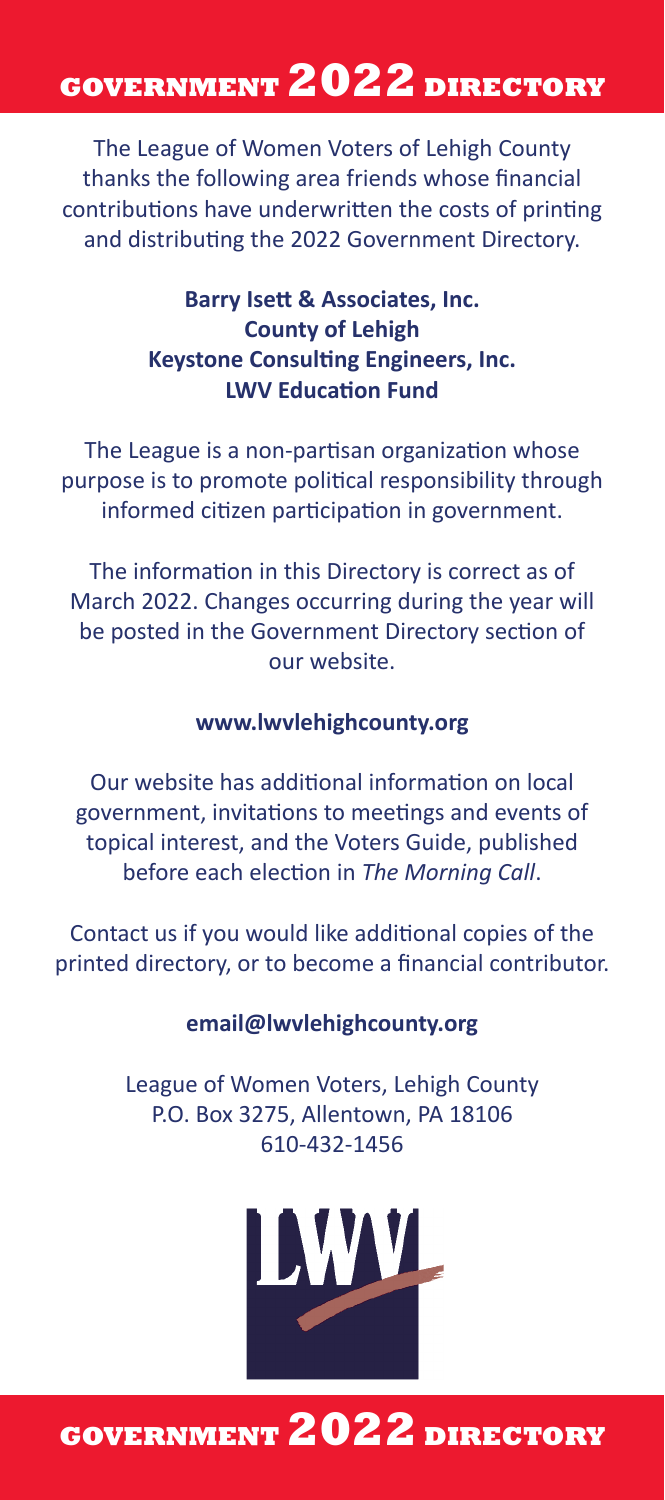# GOVERNMENT 2022 DIRECTORY

The League of Women Voters of Lehigh County thanks the following area friends whose financial contributions have underwritten the costs of printing and distributing the 2022 Government Directory.

**Barry Isett & Associates, Inc.**
**County of Lehigh**
**Keystone Consulting Engineers, Inc.**
**LWV Education Fund**

The League is a non-partisan organization whose purpose is to promote political responsibility through informed citizen participation in government.

The information in this Directory is correct as of March 2022. Changes occurring during the year will be posted in the Government Directory section of our website.

**www.lwvlehighcounty.org**

Our website has additional information on local government, invitations to meetings and events of topical interest, and the Voters Guide, published before each election in *The Morning Call*.

Contact us if you would like additional copies of the printed directory, or to become a financial contributor.

**email@lwvlehighcounty.org**

League of Women Voters, Lehigh County
P.O. Box 3275, Allentown, PA 18106
610-432-1456

LWV

# GOVERNMENT 2022 DIRECTORY